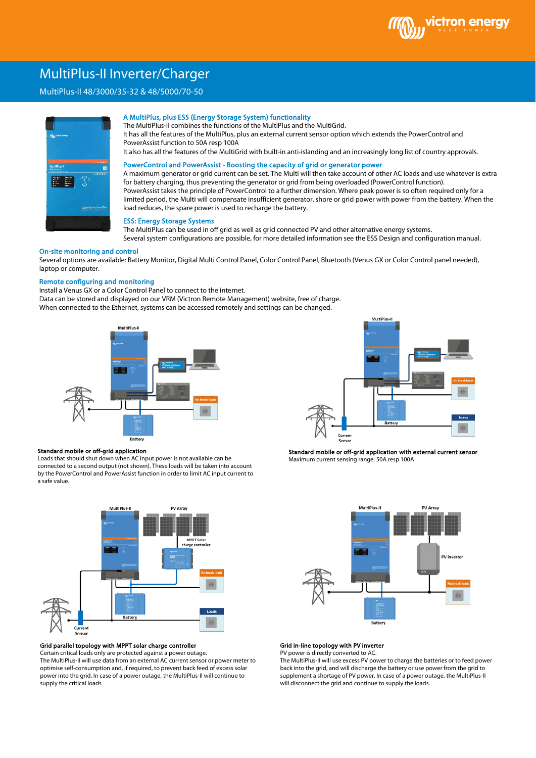# MultiPlus-II Inverter/Charger

MultiPlus-II 48/3000/35-32 & 48/5000/70-50

### A MultiPlus, plus ESS (Energy Storage System) functionality

The MultiPlus-II combines the functions of the MultiPlus and the MultiGrid.
It has all the features of the MultiPlus, plus an external current sensor option which extends the PowerControl and PowerAssist function to 50A resp 100A
It also has all the features of the MultiGrid with built-in anti-islanding and an increasingly long list of country approvals.

### PowerControl and PowerAssist - Boosting the capacity of grid or generator power

A maximum generator or grid current can be set. The Multi will then take account of other AC loads and use whatever is extra for battery charging, thus preventing the generator or grid from being overloaded (PowerControl function).
PowerAssist takes the principle of PowerControl to a further dimension. Where peak power is so often required only for a limited period, the Multi will compensate insufficient generator, shore or grid power with power from the battery. When the load reduces, the spare power is used to recharge the battery.

### ESS: Energy Storage Systems

The MultiPlus can be used in off grid as well as grid connected PV and other alternative energy systems.
Several system configurations are possible, for more detailed information see the ESS Design and configuration manual.

### On-site monitoring and control

Several options are available: Battery Monitor, Digital Multi Control Panel, Color Control Panel, Bluetooth (Venus GX or Color Control panel needed), laptop or computer.

### Remote configuring and monitoring

Install a Venus GX or a Color Control Panel to connect to the internet.
Data can be stored and displayed on our VRM (Victron Remote Management) website, free of charge.
When connected to the Ethernet, systems can be accessed remotely and settings can be changed.

**Standard mobile or off-grid application**
Loads that should shut down when AC input power is not available can be connected to a second output (not shown). These loads will be taken into account by the PowerControl and PowerAssist function in order to limit AC input current to a safe value.

**Standard mobile or off-grid application with external current sensor**
Maximum current sensing range: 50A resp 100A

**Grid parallel topology with MPPT solar charge controller**
Certain critical loads only are protected against a power outage.
The MultiPlus-II will use data from an external AC current sensor or power meter to optimise self-consumption and, if required, to prevent back feed of excess solar power into the grid. In case of a power outage, the MultiPlus-II will continue to supply the critical loads

**Grid in-line topology with PV inverter**
PV power is directly converted to AC.
The MultiPlus-II will use excess PV power to charge the batteries or to feed power back into the grid, and will discharge the battery or use power from the grid to supplement a shortage of PV power. In case of a power outage, the MultiPlus-II will disconnect the grid and continue to supply the loads.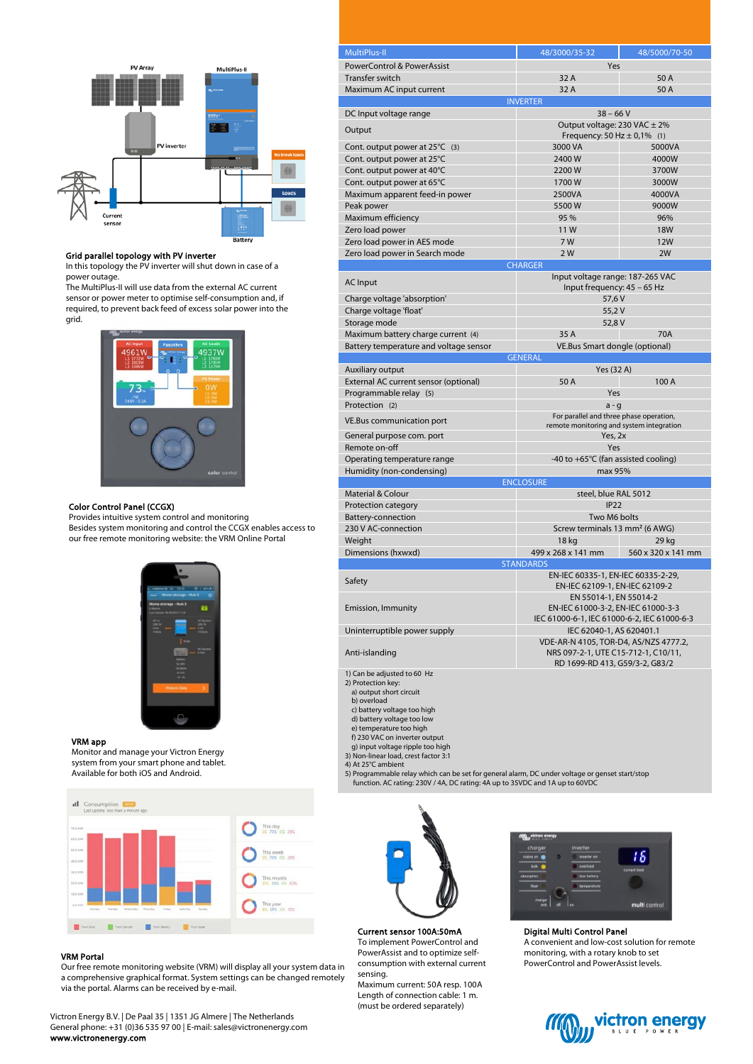| MultiPlus-II | 48/3000/35-32 | 48/5000/70-50 |
|---|---|---|
| PowerControl & PowerAssist | Yes | |
| Transfer switch | 32 A | 50 A |
| Maximum AC input current | 32 A | 50 A |
| **INVERTER** | | |
| DC Input voltage range | 38 – 66 V | |
| Output | Output voltage: 230 VAC ± 2% Frequency: 50 Hz ± 0,1% (1) | |
| Cont. output power at 25°C (3) | 3000 VA | 5000VA |
| Cont. output power at 25°C | 2400 W | 4000W |
| Cont. output power at 40°C | 2200 W | 3700W |
| Cont. output power at 65°C | 1700 W | 3000W |
| Maximum apparent feed-in power | 2500VA | 4000VA |
| Peak power | 5500 W | 9000W |
| Maximum efficiency | 95 % | 96% |
| Zero load power | 11 W | 18W |
| Zero load power in AES mode | 7 W | 12W |
| Zero load power in Search mode | 2 W | 2W |
| **CHARGER** | | |
| AC Input | Input voltage range: 187-265 VAC Input frequency: 45 – 65 Hz | |
| Charge voltage 'absorption' | 57,6 V | |
| Charge voltage 'float' | 55,2 V | |
| Storage mode | 52,8 V | |
| Maximum battery charge current (4) | 35 A | 70A |
| Battery temperature and voltage sensor | VE.Bus Smart dongle (optional) | |
| **GENERAL** | | |
| Auxiliary output | Yes (32 A) | |
| External AC current sensor (optional) | 50 A | 100 A |
| Programmable relay (5) | Yes | |
| Protection (2) | a - g | |
| VE.Bus communication port | For parallel and three phase operation, remote monitoring and system integration | |
| General purpose com. port | Yes, 2x | |
| Remote on-off | Yes | |
| Operating temperature range | -40 to +65°C (fan assisted cooling) | |
| Humidity (non-condensing) | max 95% | |
| **ENCLOSURE** | | |
| Material & Colour | steel, blue RAL 5012 | |
| Protection category | IP22 | |
| Battery-connection | Two M6 bolts | |
| 230 V AC-connection | Screw terminals 13 mm² (6 AWG) | |
| Weight | 18 kg | 29 kg |
| Dimensions (hxwxd) | 499 x 268 x 141 mm | 560 x 320 x 141 mm |
| **STANDARDS** | | |
| Safety | EN-IEC 60335-1, EN-IEC 60335-2-29, EN-IEC 62109-1, EN-IEC 62109-2 | |
| Emission, Immunity | EN 55014-1, EN 55014-2 EN-IEC 61000-3-2, EN-IEC 61000-3-3 IEC 61000-6-1, IEC 61000-6-2, IEC 61000-6-3 | |
| Uninterruptible power supply | IEC 62040-1, AS 62040.1.1 | |
| Anti-islanding | VDE-AR-N 4105, TOR-D4, AS/NZS 4777.2, NRS 097-2-1, UTE C15-712-1, C10/11, RD 1699-RD 413, G59/3-2, G83/2 | |

1) Can be adjusted to 60 Hz
2) Protection key:
 a) output short circuit
 b) overload
 c) battery voltage too high
 d) battery voltage too low
 e) temperature too high
 f) 230 VAC on inverter output
 g) input voltage ripple too high
3) Non-linear load, crest factor 3:1
4) At 25°C ambient
5) Programmable relay which can be set for general alarm, DC under voltage or genset start/stop function. AC rating: 230V / 4A, DC rating: 4A up to 35VDC and 1A up to 60VDC

PV Array
MultiPlus-II
PV inverter
No break loads
Loads
Current sensor
Battery

**Grid parallel topology with PV inverter**
In this topology the PV inverter will shut down in case of a power outage.
The MultiPlus-II will use data from the external AC current sensor or power meter to optimise self-consumption and, if required, to prevent back feed of excess solar power into the grid.

**Color Control Panel (CCGX)**
Provides intuitive system control and monitoring
Besides system monitoring and control the CCGX enables access to our free remote monitoring website: the VRM Online Portal

**VRM app**
Monitor and manage your Victron Energy system from your smart phone and tablet.
Available for both iOS and Android.

**VRM Portal**
Our free remote monitoring website (VRM) will display all your system data in a comprehensive graphical format. System settings can be changed remotely via the portal. Alarms can be received by e-mail.

**Current sensor 100A:50mA**
To implement PowerControl and PowerAssist and to optimize self-consumption with external current sensing.
Maximum current: 50A resp. 100A
Length of connection cable: 1 m.
(must be ordered separately)

**Digital Multi Control Panel**
A convenient and low-cost solution for remote monitoring, with a rotary knob to set PowerControl and PowerAssist levels.

Victron Energy B.V. | De Paal 35 | 1351 JG Almere | The Netherlands
General phone: +31 (0)36 535 97 00 | E-mail: sales@victronenergy.com
**www.victronenergy.com**